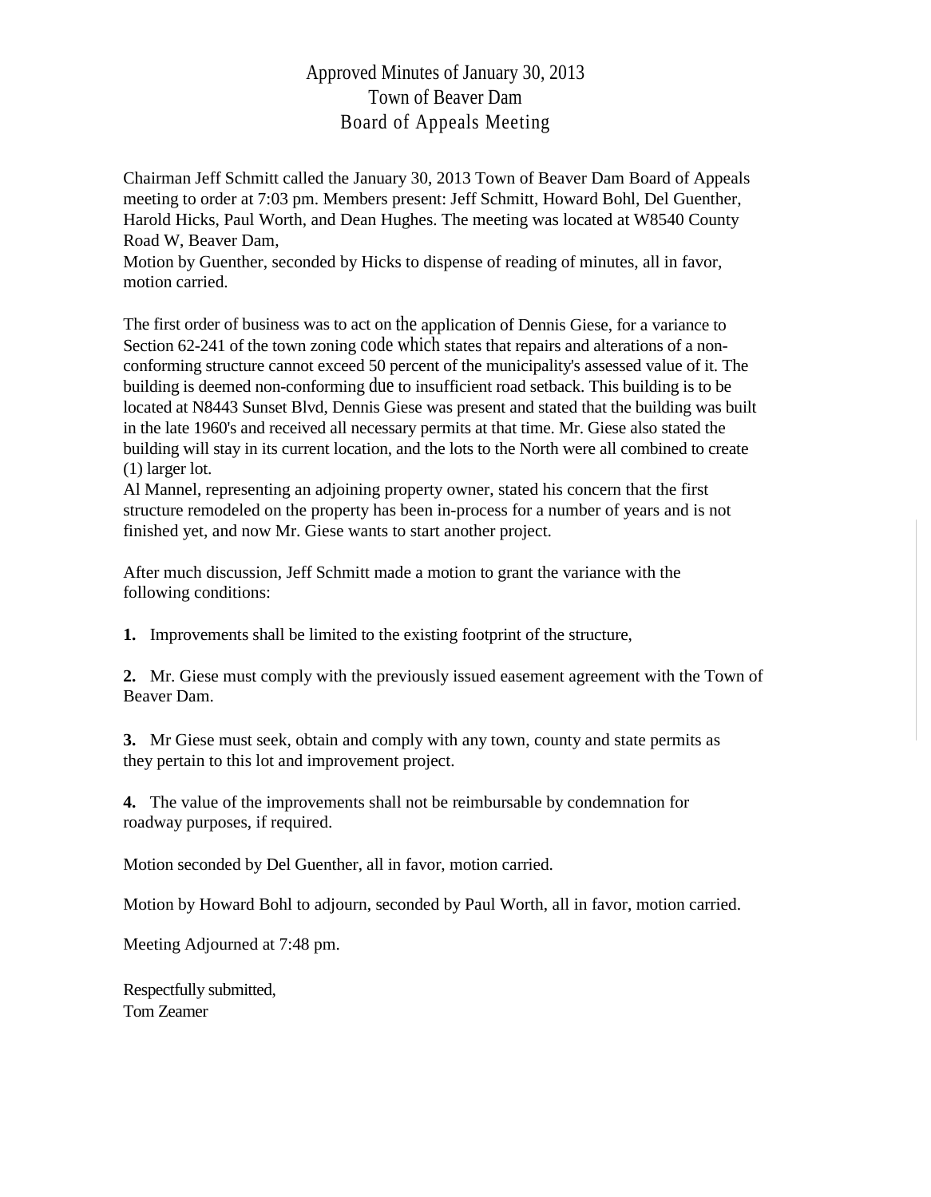# Approved Minutes of January 30, 2013
# Town of Beaver Dam
# Board of Appeals Meeting

Chairman Jeff Schmitt called the January 30, 2013 Town of Beaver Dam Board of Appeals meeting to order at 7:03 pm. Members present: Jeff Schmitt, Howard Bohl, Del Guenther, Harold Hicks, Paul Worth, and Dean Hughes. The meeting was located at W8540 County Road W, Beaver Dam,
Motion by Guenther, seconded by Hicks to dispense of reading of minutes, all in favor, motion carried.

The first order of business was to act on the application of Dennis Giese, for a variance to Section 62-241 of the town zoning code which states that repairs and alterations of a non-conforming structure cannot exceed 50 percent of the municipality's assessed value of it. The building is deemed non-conforming due to insufficient road setback. This building is to be located at N8443 Sunset Blvd, Dennis Giese was present and stated that the building was built in the late 1960's and received all necessary permits at that time. Mr. Giese also stated the building will stay in its current location, and the lots to the North were all combined to create (1) larger lot.
Al Mannel, representing an adjoining property owner, stated his concern that the first structure remodeled on the property has been in-process for a number of years and is not finished yet, and now Mr. Giese wants to start another project.

After much discussion, Jeff Schmitt made a motion to grant the variance with the following conditions:

**1.** Improvements shall be limited to the existing footprint of the structure,

**2.** Mr. Giese must comply with the previously issued easement agreement with the Town of Beaver Dam.

**3.** Mr Giese must seek, obtain and comply with any town, county and state permits as they pertain to this lot and improvement project.

**4.** The value of the improvements shall not be reimbursable by condemnation for roadway purposes, if required.

Motion seconded by Del Guenther, all in favor, motion carried.

Motion by Howard Bohl to adjourn, seconded by Paul Worth, all in favor, motion carried.

Meeting Adjourned at 7:48 pm.

Respectfully submitted,
Tom Zeamer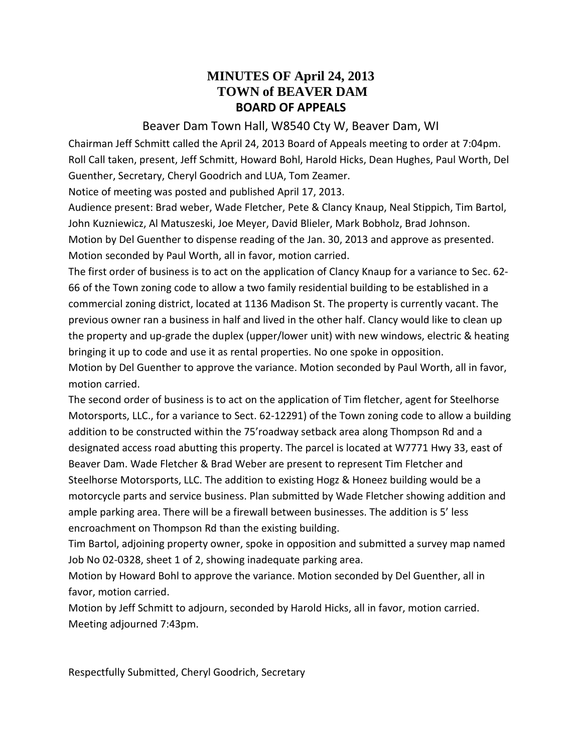# MINUTES OF April 24, 2013
# TOWN of BEAVER DAM
# BOARD OF APPEALS

Beaver Dam Town Hall, W8540 Cty W, Beaver Dam, WI

Chairman Jeff Schmitt called the April 24, 2013 Board of Appeals meeting to order at 7:04pm. Roll Call taken, present, Jeff Schmitt, Howard Bohl, Harold Hicks, Dean Hughes, Paul Worth, Del Guenther, Secretary, Cheryl Goodrich and LUA, Tom Zeamer.

Notice of meeting was posted and published April 17, 2013.

Audience present: Brad weber, Wade Fletcher, Pete & Clancy Knaup, Neal Stippich, Tim Bartol, John Kuzniewicz, Al Matuszeski, Joe Meyer, David Blieler, Mark Bobholz, Brad Johnson.

Motion by Del Guenther to dispense reading of the Jan. 30, 2013 and approve as presented. Motion seconded by Paul Worth, all in favor, motion carried.

The first order of business is to act on the application of Clancy Knaup for a variance to Sec. 62-66 of the Town zoning code to allow a two family residential building to be established in a commercial zoning district, located at 1136 Madison St. The property is currently vacant. The previous owner ran a business in half and lived in the other half. Clancy would like to clean up the property and up-grade the duplex (upper/lower unit) with new windows, electric & heating bringing it up to code and use it as rental properties. No one spoke in opposition.

Motion by Del Guenther to approve the variance. Motion seconded by Paul Worth, all in favor, motion carried.

The second order of business is to act on the application of Tim fletcher, agent for Steelhorse Motorsports, LLC., for a variance to Sect. 62-12291) of the Town zoning code to allow a building addition to be constructed within the 75'roadway setback area along Thompson Rd and a designated access road abutting this property. The parcel is located at W7771 Hwy 33, east of Beaver Dam. Wade Fletcher & Brad Weber are present to represent Tim Fletcher and Steelhorse Motorsports, LLC. The addition to existing Hogz & Honeez building would be a motorcycle parts and service business. Plan submitted by Wade Fletcher showing addition and ample parking area. There will be a firewall between businesses. The addition is 5' less encroachment on Thompson Rd than the existing building.

Tim Bartol, adjoining property owner, spoke in opposition and submitted a survey map named Job No 02-0328, sheet 1 of 2, showing inadequate parking area.

Motion by Howard Bohl to approve the variance. Motion seconded by Del Guenther, all in favor, motion carried.

Motion by Jeff Schmitt to adjourn, seconded by Harold Hicks, all in favor, motion carried. Meeting adjourned 7:43pm.

Respectfully Submitted, Cheryl Goodrich, Secretary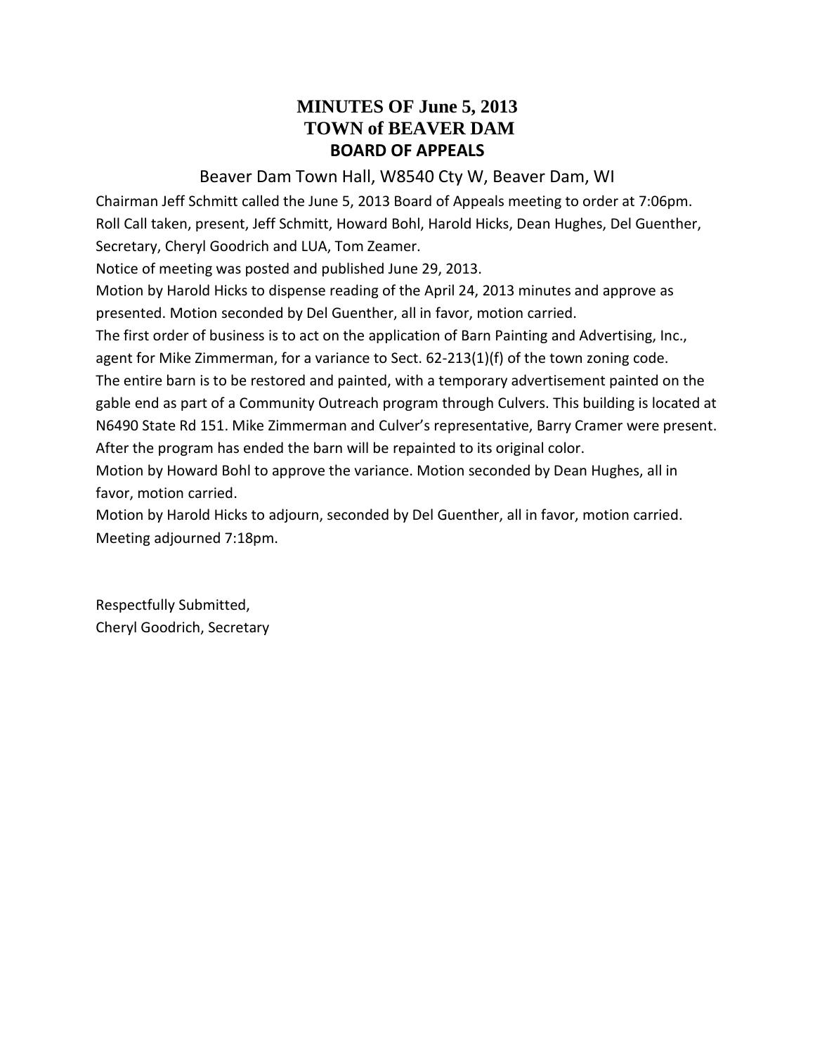# MINUTES OF June 5, 2013
# TOWN of BEAVER DAM
## BOARD OF APPEALS

Beaver Dam Town Hall, W8540 Cty W, Beaver Dam, WI

Chairman Jeff Schmitt called the June 5, 2013 Board of Appeals meeting to order at 7:06pm.
Roll Call taken, present, Jeff Schmitt, Howard Bohl, Harold Hicks, Dean Hughes, Del Guenther, Secretary, Cheryl Goodrich and LUA, Tom Zeamer.

Notice of meeting was posted and published June 29, 2013.

Motion by Harold Hicks to dispense reading of the April 24, 2013 minutes and approve as presented. Motion seconded by Del Guenther, all in favor, motion carried.

The first order of business is to act on the application of Barn Painting and Advertising, Inc., agent for Mike Zimmerman, for a variance to Sect. 62-213(1)(f) of the town zoning code.

The entire barn is to be restored and painted, with a temporary advertisement painted on the gable end as part of a Community Outreach program through Culvers. This building is located at N6490 State Rd 151. Mike Zimmerman and Culver's representative, Barry Cramer were present.

After the program has ended the barn will be repainted to its original color.

Motion by Howard Bohl to approve the variance. Motion seconded by Dean Hughes, all in favor, motion carried.

Motion by Harold Hicks to adjourn, seconded by Del Guenther, all in favor, motion carried.
Meeting adjourned 7:18pm.

Respectfully Submitted,
Cheryl Goodrich, Secretary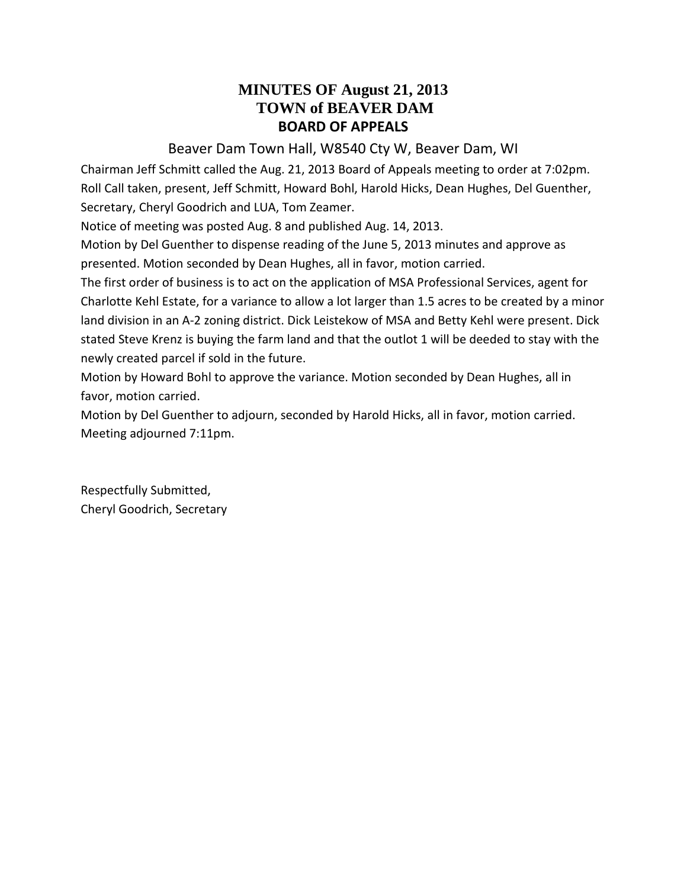# MINUTES OF August 21, 2013
# TOWN of BEAVER DAM
# BOARD OF APPEALS

Beaver Dam Town Hall, W8540 Cty W, Beaver Dam, WI

Chairman Jeff Schmitt called the Aug. 21, 2013 Board of Appeals meeting to order at 7:02pm. Roll Call taken, present, Jeff Schmitt, Howard Bohl, Harold Hicks, Dean Hughes, Del Guenther, Secretary, Cheryl Goodrich and LUA, Tom Zeamer.

Notice of meeting was posted Aug. 8 and published Aug. 14, 2013.

Motion by Del Guenther to dispense reading of the June 5, 2013 minutes and approve as presented. Motion seconded by Dean Hughes, all in favor, motion carried.

The first order of business is to act on the application of MSA Professional Services, agent for Charlotte Kehl Estate, for a variance to allow a lot larger than 1.5 acres to be created by a minor land division in an A-2 zoning district. Dick Leistekow of MSA and Betty Kehl were present. Dick stated Steve Krenz is buying the farm land and that the outlot 1 will be deeded to stay with the newly created parcel if sold in the future.

Motion by Howard Bohl to approve the variance. Motion seconded by Dean Hughes, all in favor, motion carried.

Motion by Del Guenther to adjourn, seconded by Harold Hicks, all in favor, motion carried. Meeting adjourned 7:11pm.

Respectfully Submitted,
Cheryl Goodrich, Secretary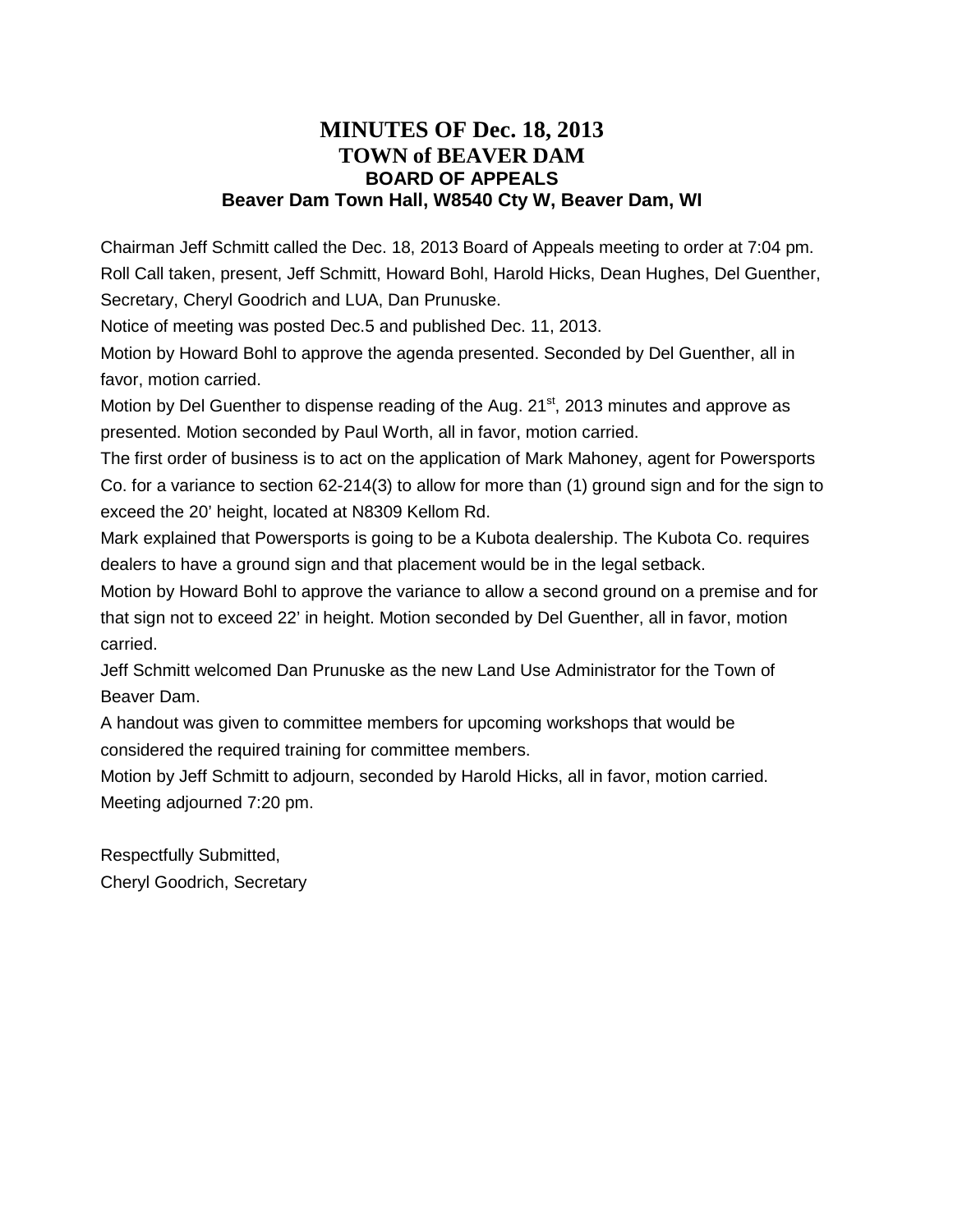# MINUTES OF Dec. 18, 2013
## TOWN of BEAVER DAM
### BOARD OF APPEALS
### Beaver Dam Town Hall, W8540 Cty W, Beaver Dam, WI

Chairman Jeff Schmitt called the Dec. 18, 2013 Board of Appeals meeting to order at 7:04 pm.
Roll Call taken, present, Jeff Schmitt, Howard Bohl, Harold Hicks, Dean Hughes, Del Guenther, Secretary, Cheryl Goodrich and LUA, Dan Prunuske.
Notice of meeting was posted Dec.5 and published Dec. 11, 2013.
Motion by Howard Bohl to approve the agenda presented. Seconded by Del Guenther, all in favor, motion carried.
Motion by Del Guenther to dispense reading of the Aug. 21st, 2013 minutes and approve as presented. Motion seconded by Paul Worth, all in favor, motion carried.
The first order of business is to act on the application of Mark Mahoney, agent for Powersports Co. for a variance to section 62-214(3) to allow for more than (1) ground sign and for the sign to exceed the 20' height, located at N8309 Kellom Rd.
Mark explained that Powersports is going to be a Kubota dealership. The Kubota Co. requires dealers to have a ground sign and that placement would be in the legal setback.
Motion by Howard Bohl to approve the variance to allow a second ground on a premise and for that sign not to exceed 22' in height. Motion seconded by Del Guenther, all in favor, motion carried.
Jeff Schmitt welcomed Dan Prunuske as the new Land Use Administrator for the Town of Beaver Dam.
A handout was given to committee members for upcoming workshops that would be considered the required training for committee members.
Motion by Jeff Schmitt to adjourn, seconded by Harold Hicks, all in favor, motion carried.
Meeting adjourned 7:20 pm.

Respectfully Submitted,
Cheryl Goodrich, Secretary